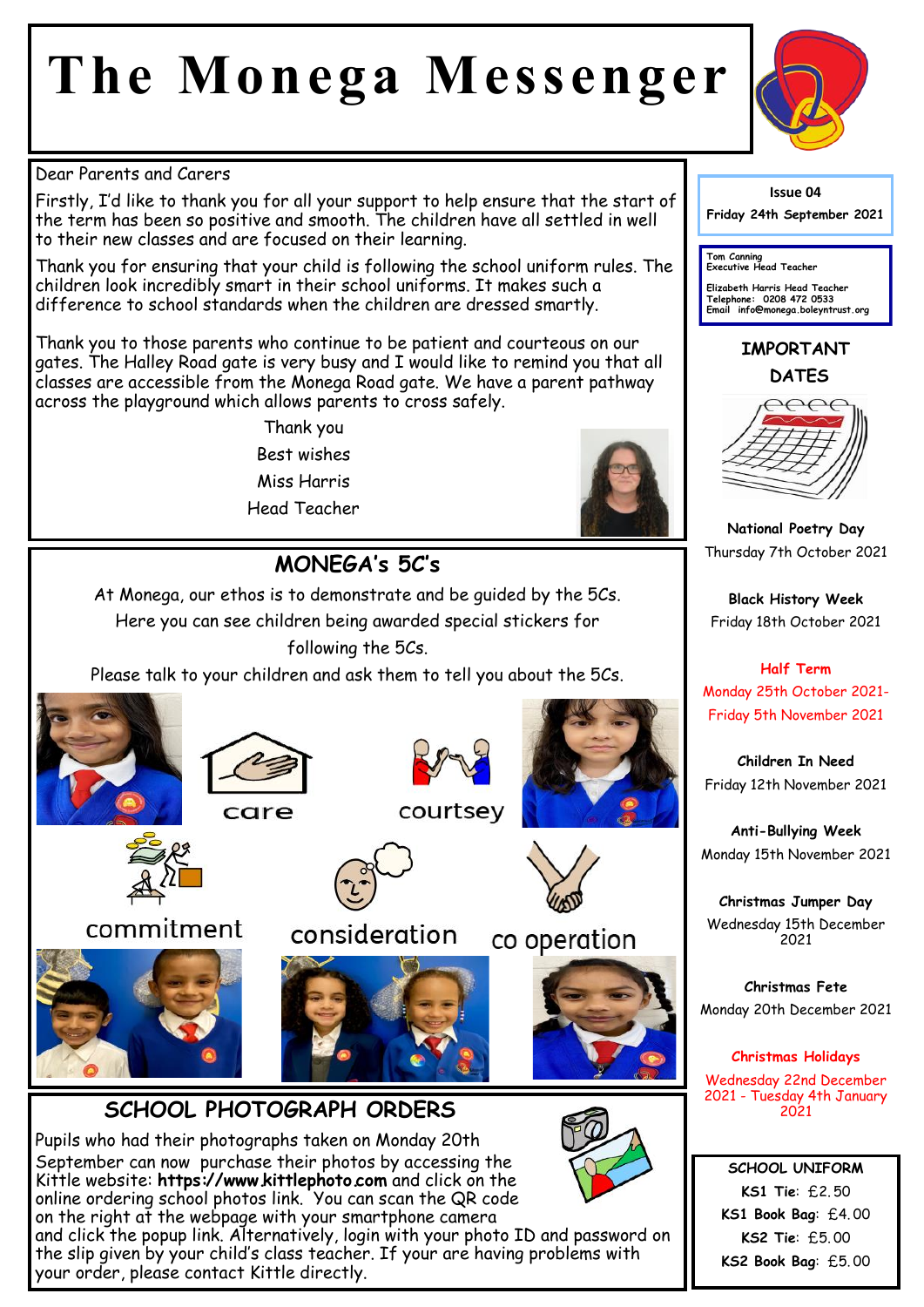# The Monega Messenger

Issue 04

Friday 24th September 2021

Tom Canning
Executive Head Teacher

Elizabeth Harris Head Teacher
Telephone: 0208 472 0533
Email info@monega.boleyntrust.org

Dear Parents and Carers

Firstly, I'd like to thank you for all your support to help ensure that the start of the term has been so positive and smooth. The children have all settled in well to their new classes and are focused on their learning.

Thank you for ensuring that your child is following the school uniform rules. The children look incredibly smart in their school uniforms. It makes such a difference to school standards when the children are dressed smartly.

Thank you to those parents who continue to be patient and courteous on our gates. The Halley Road gate is very busy and I would like to remind you that all classes are accessible from the Monega Road gate. We have a parent pathway across the playground which allows parents to cross safely.

Thank you

Best wishes

Miss Harris

Head Teacher

## MONEGA's 5C's

At Monega, our ethos is to demonstrate and be guided by the 5Cs. Here you can see children being awarded special stickers for following the 5Cs.

Please talk to your children and ask them to tell you about the 5Cs.

care

courtsey

commitment

consideration

co operation

## SCHOOL PHOTOGRAPH ORDERS

Pupils who had their photographs taken on Monday 20th September can now purchase their photos by accessing the Kittle website: **https://www.kittlephoto.com** and click on the online ordering school photos link. You can scan the QR code on the right at the webpage with your smartphone camera and click the popup link. Alternatively, login with your photo ID and password on the slip given by your child's class teacher. If your are having problems with your order, please contact Kittle directly.

## IMPORTANT DATES

**National Poetry Day**
Thursday 7th October 2021

**Black History Week**
Friday 18th October 2021

**Half Term**
Monday 25th October 2021-Friday 5th November 2021

**Children In Need**
Friday 12th November 2021

**Anti-Bullying Week**
Monday 15th November 2021

**Christmas Jumper Day**
Wednesday 15th December 2021

**Christmas Fete**
Monday 20th December 2021

**Christmas Holidays**
Wednesday 22nd December 2021 - Tuesday 4th January 2021

## SCHOOL UNIFORM

**KS1 Tie**: £2.50

**KS1 Book Bag**: £4.00

**KS2 Tie**: £5.00

**KS2 Book Bag**: £5.00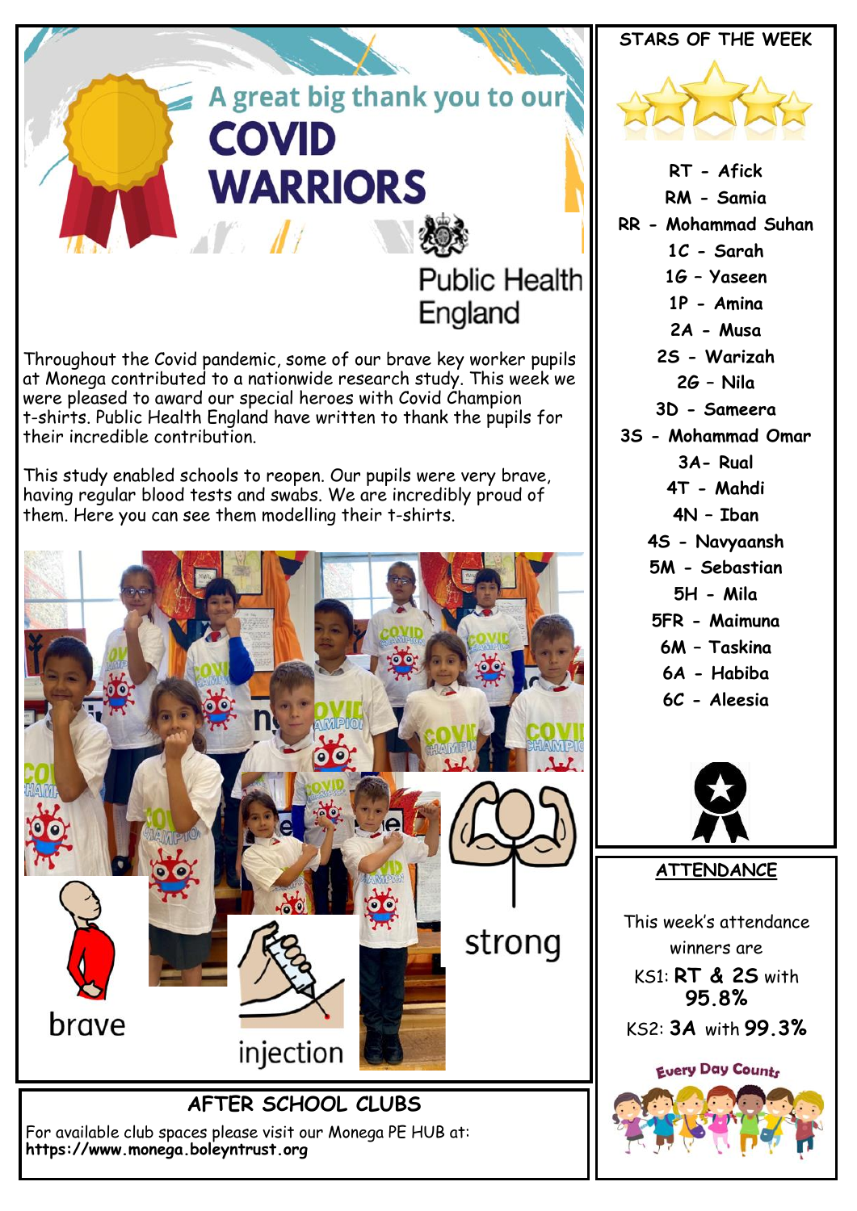# A great big thank you to our COVID WARRIORS

Public Health England

Throughout the Covid pandemic, some of our brave key worker pupils at Monega contributed to a nationwide research study. This week we were pleased to award our special heroes with Covid Champion t-shirts. Public Health England have written to thank the pupils for their incredible contribution.

This study enabled schools to reopen. Our pupils were very brave, having regular blood tests and swabs. We are incredibly proud of them. Here you can see them modelling their t-shirts.

brave

injection

strong

## STARS OF THE WEEK

RT - Afick
RM - Samia
RR - Mohammad Suhan
1C - Sarah
1G – Yaseen
1P - Amina
2A - Musa
2S - Warizah
2G – Nila
3D - Sameera
3S - Mohammad Omar
3A- Rual
4T - Mahdi
4N – Iban
4S - Navyaansh
5M - Sebastian
5H - Mila
5FR - Maimuna
6M – Taskina
6A - Habiba
6C - Aleesia

## ATTENDANCE

This week's attendance winners are

KS1: **RT & 2S** with **95.8%**

KS2: **3A** with **99.3%**

Every Day Counts

## AFTER SCHOOL CLUBS

For available club spaces please visit our Monega PE HUB at:
**https://www.monega.boleyntrust.org**